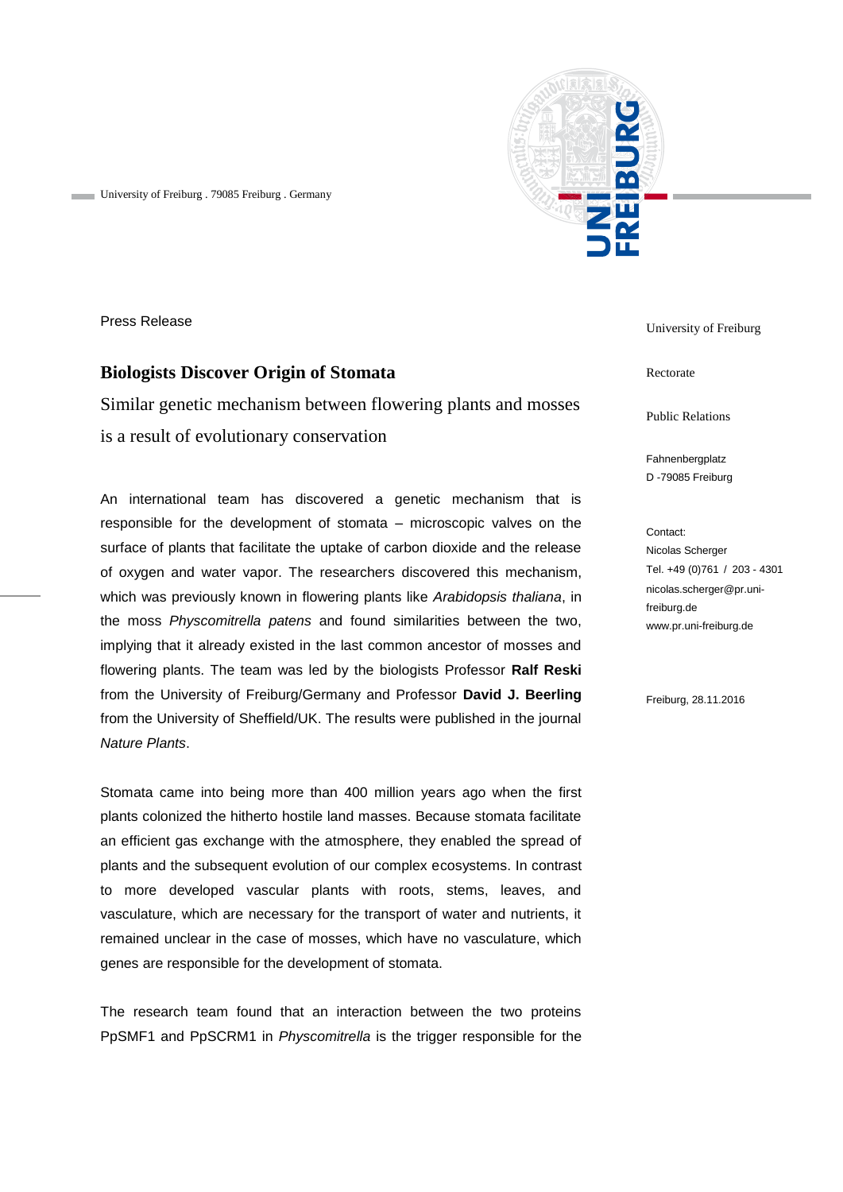University of Freiburg . 79085 Freiburg . Germany

Press Release

University of Freiburg

Rectorate

Public Relations

Fahnenbergplatz
D -79085 Freiburg

Contact:
Nicolas Scherger
Tel. +49 (0)761 / 203 - 4301
nicolas.scherger@pr.uni-freiburg.de
www.pr.uni-freiburg.de

Freiburg, 28.11.2016

# Biologists Discover Origin of Stomata

## Similar genetic mechanism between flowering plants and mosses is a result of evolutionary conservation

An international team has discovered a genetic mechanism that is responsible for the development of stomata – microscopic valves on the surface of plants that facilitate the uptake of carbon dioxide and the release of oxygen and water vapor. The researchers discovered this mechanism, which was previously known in flowering plants like *Arabidopsis thaliana*, in the moss *Physcomitrella patens* and found similarities between the two, implying that it already existed in the last common ancestor of mosses and flowering plants. The team was led by the biologists Professor **Ralf Reski** from the University of Freiburg/Germany and Professor **David J. Beerling** from the University of Sheffield/UK. The results were published in the journal *Nature Plants*.

Stomata came into being more than 400 million years ago when the first plants colonized the hitherto hostile land masses. Because stomata facilitate an efficient gas exchange with the atmosphere, they enabled the spread of plants and the subsequent evolution of our complex ecosystems. In contrast to more developed vascular plants with roots, stems, leaves, and vasculature, which are necessary for the transport of water and nutrients, it remained unclear in the case of mosses, which have no vasculature, which genes are responsible for the development of stomata.

The research team found that an interaction between the two proteins PpSMF1 and PpSCRM1 in *Physcomitrella* is the trigger responsible for the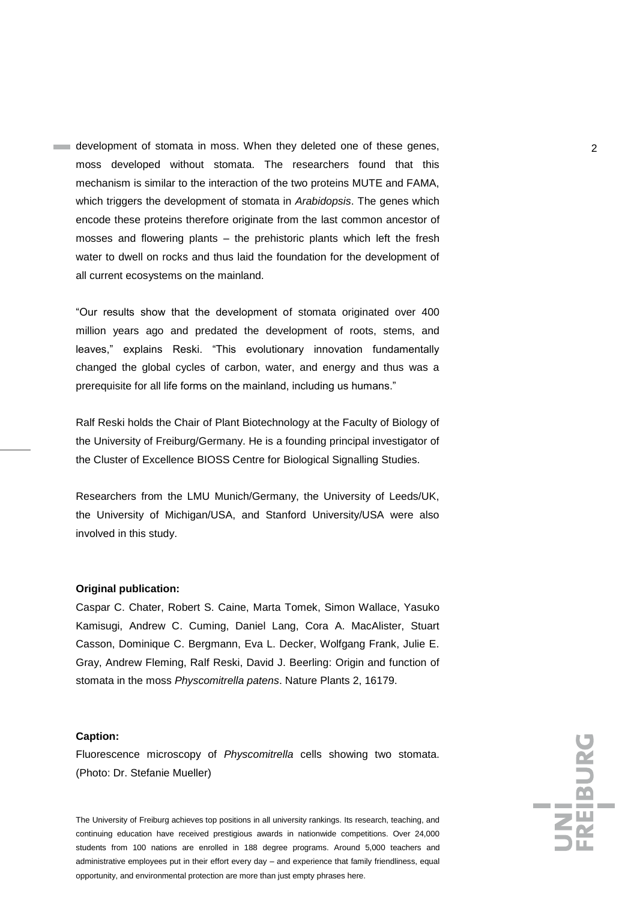development of stomata in moss. When they deleted one of these genes, moss developed without stomata. The researchers found that this mechanism is similar to the interaction of the two proteins MUTE and FAMA, which triggers the development of stomata in *Arabidopsis*. The genes which encode these proteins therefore originate from the last common ancestor of mosses and flowering plants – the prehistoric plants which left the fresh water to dwell on rocks and thus laid the foundation for the development of all current ecosystems on the mainland.

"Our results show that the development of stomata originated over 400 million years ago and predated the development of roots, stems, and leaves," explains Reski. "This evolutionary innovation fundamentally changed the global cycles of carbon, water, and energy and thus was a prerequisite for all life forms on the mainland, including us humans."

Ralf Reski holds the Chair of Plant Biotechnology at the Faculty of Biology of the University of Freiburg/Germany. He is a founding principal investigator of the Cluster of Excellence BIOSS Centre for Biological Signalling Studies.

Researchers from the LMU Munich/Germany, the University of Leeds/UK, the University of Michigan/USA, and Stanford University/USA were also involved in this study.

**Original publication:**

Caspar C. Chater, Robert S. Caine, Marta Tomek, Simon Wallace, Yasuko Kamisugi, Andrew C. Cuming, Daniel Lang, Cora A. MacAlister, Stuart Casson, Dominique C. Bergmann, Eva L. Decker, Wolfgang Frank, Julie E. Gray, Andrew Fleming, Ralf Reski, David J. Beerling: Origin and function of stomata in the moss *Physcomitrella patens*. Nature Plants 2, 16179.

**Caption:**

Fluorescence microscopy of *Physcomitrella* cells showing two stomata. (Photo: Dr. Stefanie Mueller)

The University of Freiburg achieves top positions in all university rankings. Its research, teaching, and continuing education have received prestigious awards in nationwide competitions. Over 24,000 students from 100 nations are enrolled in 188 degree programs. Around 5,000 teachers and administrative employees put in their effort every day – and experience that family friendliness, equal opportunity, and environmental protection are more than just empty phrases here.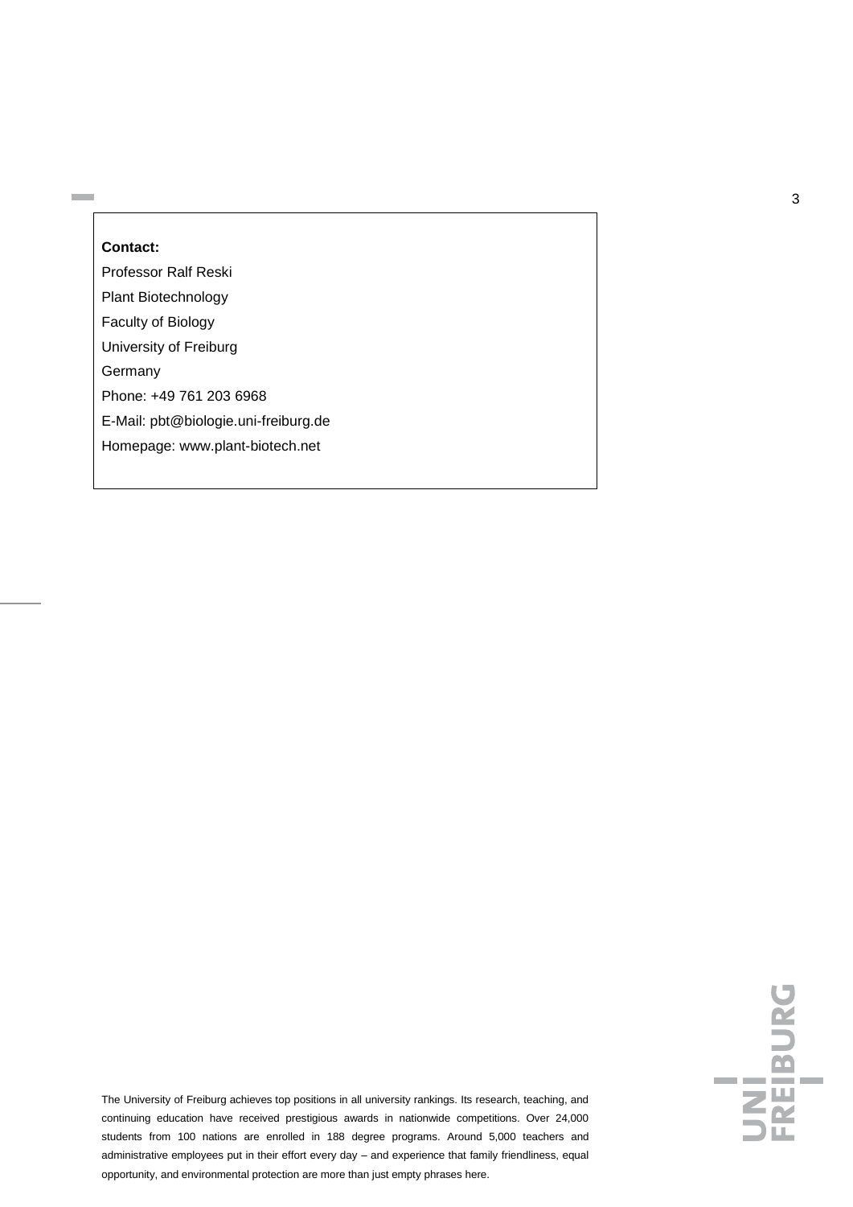**Contact:**

Professor Ralf Reski

Plant Biotechnology

Faculty of Biology

University of Freiburg

Germany

Phone: +49 761 203 6968

E-Mail: pbt@biologie.uni-freiburg.de

Homepage: www.plant-biotech.net

The University of Freiburg achieves top positions in all university rankings. Its research, teaching, and continuing education have received prestigious awards in nationwide competitions. Over 24,000 students from 100 nations are enrolled in 188 degree programs. Around 5,000 teachers and administrative employees put in their effort every day – and experience that family friendliness, equal opportunity, and environmental protection are more than just empty phrases here.